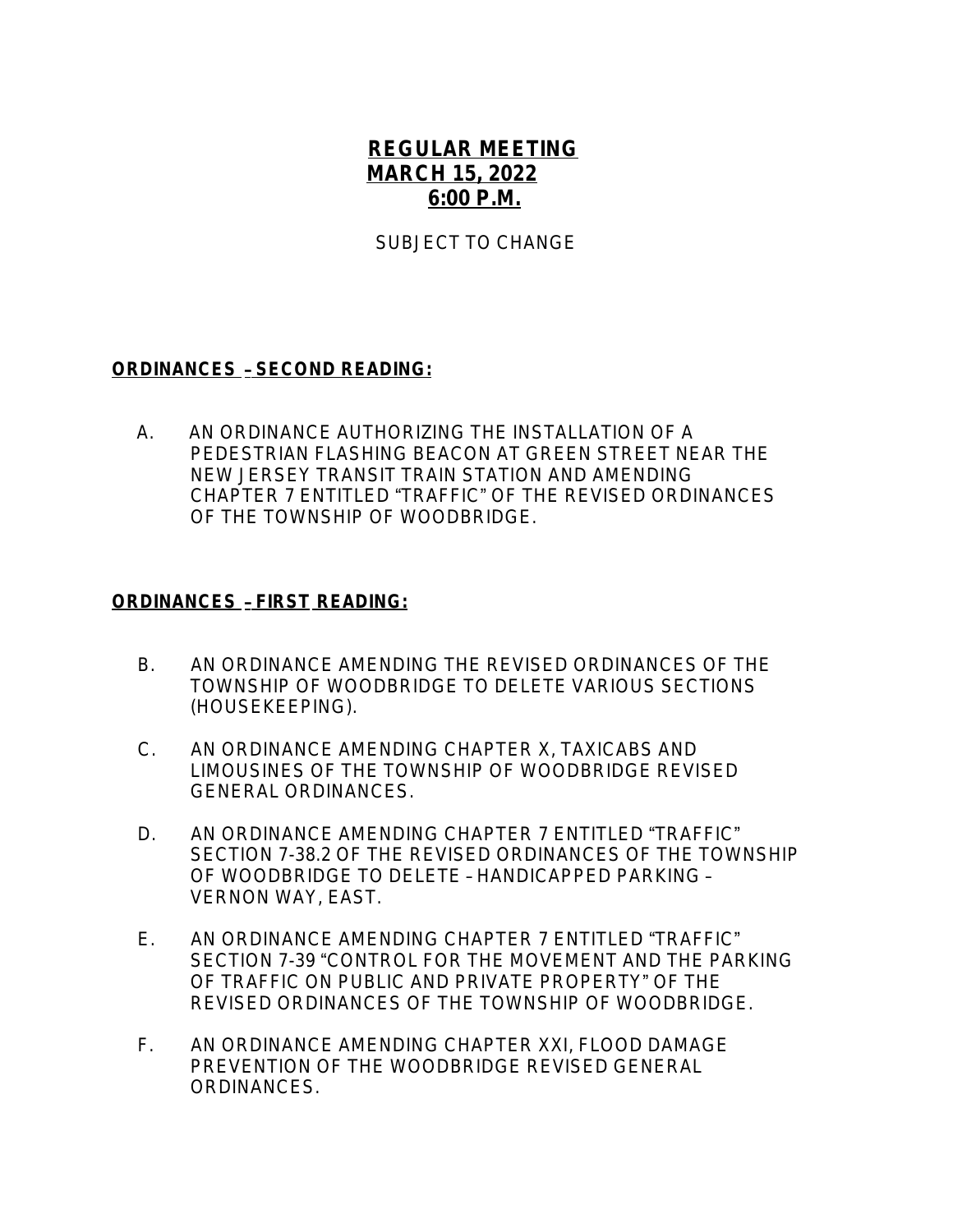# REGULAR MEETING
## MARCH 15, 2022
## 6:00 P.M.

SUBJECT TO CHANGE

**ORDINANCES – SECOND READING:**

A. AN ORDINANCE AUTHORIZING THE INSTALLATION OF A PEDESTRIAN FLASHING BEACON AT GREEN STREET NEAR THE NEW JERSEY TRANSIT TRAIN STATION AND AMENDING CHAPTER 7 ENTITLED "TRAFFIC" OF THE REVISED ORDINANCES OF THE TOWNSHIP OF WOODBRIDGE.

**ORDINANCES – FIRST READING:**

B. AN ORDINANCE AMENDING THE REVISED ORDINANCES OF THE TOWNSHIP OF WOODBRIDGE TO DELETE VARIOUS SECTIONS (HOUSEKEEPING).

C. AN ORDINANCE AMENDING CHAPTER X, TAXICABS AND LIMOUSINES OF THE TOWNSHIP OF WOODBRIDGE REVISED GENERAL ORDINANCES.

D. AN ORDINANCE AMENDING CHAPTER 7 ENTITLED "TRAFFIC" SECTION 7-38.2 OF THE REVISED ORDINANCES OF THE TOWNSHIP OF WOODBRIDGE TO DELETE – HANDICAPPED PARKING – VERNON WAY, EAST.

E. AN ORDINANCE AMENDING CHAPTER 7 ENTITLED "TRAFFIC" SECTION 7-39 "CONTROL FOR THE MOVEMENT AND THE PARKING OF TRAFFIC ON PUBLIC AND PRIVATE PROPERTY" OF THE REVISED ORDINANCES OF THE TOWNSHIP OF WOODBRIDGE.

F. AN ORDINANCE AMENDING CHAPTER XXI, FLOOD DAMAGE PREVENTION OF THE WOODBRIDGE REVISED GENERAL ORDINANCES.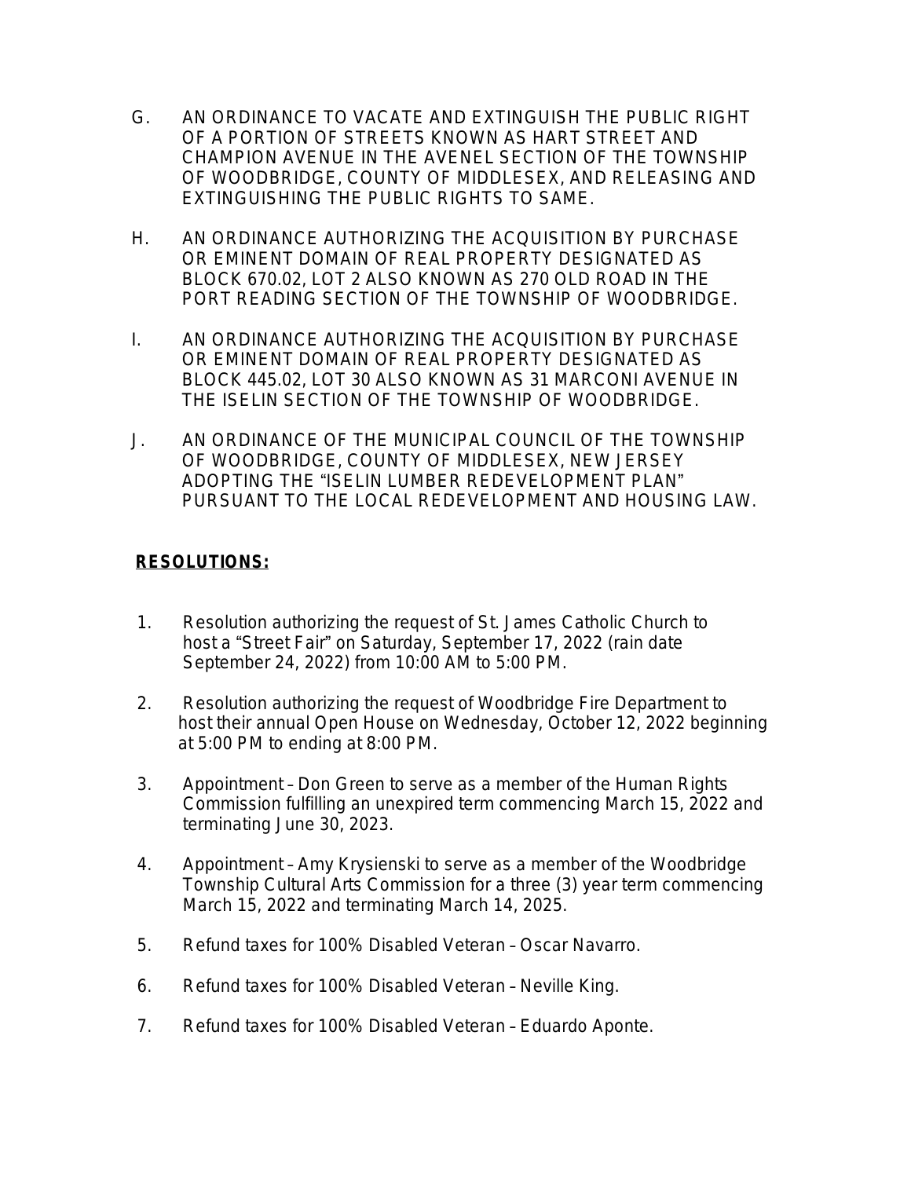G. AN ORDINANCE TO VACATE AND EXTINGUISH THE PUBLIC RIGHT OF A PORTION OF STREETS KNOWN AS HART STREET AND CHAMPION AVENUE IN THE AVENEL SECTION OF THE TOWNSHIP OF WOODBRIDGE, COUNTY OF MIDDLESEX, AND RELEASING AND EXTINGUISHING THE PUBLIC RIGHTS TO SAME.

H. AN ORDINANCE AUTHORIZING THE ACQUISITION BY PURCHASE OR EMINENT DOMAIN OF REAL PROPERTY DESIGNATED AS BLOCK 670.02, LOT 2 ALSO KNOWN AS 270 OLD ROAD IN THE PORT READING SECTION OF THE TOWNSHIP OF WOODBRIDGE.

I. AN ORDINANCE AUTHORIZING THE ACQUISITION BY PURCHASE OR EMINENT DOMAIN OF REAL PROPERTY DESIGNATED AS BLOCK 445.02, LOT 30 ALSO KNOWN AS 31 MARCONI AVENUE IN THE ISELIN SECTION OF THE TOWNSHIP OF WOODBRIDGE.

J. AN ORDINANCE OF THE MUNICIPAL COUNCIL OF THE TOWNSHIP OF WOODBRIDGE, COUNTY OF MIDDLESEX, NEW JERSEY ADOPTING THE "ISELIN LUMBER REDEVELOPMENT PLAN" PURSUANT TO THE LOCAL REDEVELOPMENT AND HOUSING LAW.

**RESOLUTIONS:**

1. Resolution authorizing the request of St. James Catholic Church to host a "Street Fair" on Saturday, September 17, 2022 (rain date September 24, 2022) from 10:00 AM to 5:00 PM.

2. Resolution authorizing the request of Woodbridge Fire Department to host their annual Open House on Wednesday, October 12, 2022 beginning at 5:00 PM to ending at 8:00 PM.

3. Appointment – Don Green to serve as a member of the Human Rights Commission fulfilling an unexpired term commencing March 15, 2022 and terminating June 30, 2023.

4. Appointment – Amy Krysienski to serve as a member of the Woodbridge Township Cultural Arts Commission for a three (3) year term commencing March 15, 2022 and terminating March 14, 2025.

5. Refund taxes for 100% Disabled Veteran – Oscar Navarro.

6. Refund taxes for 100% Disabled Veteran – Neville King.

7. Refund taxes for 100% Disabled Veteran – Eduardo Aponte.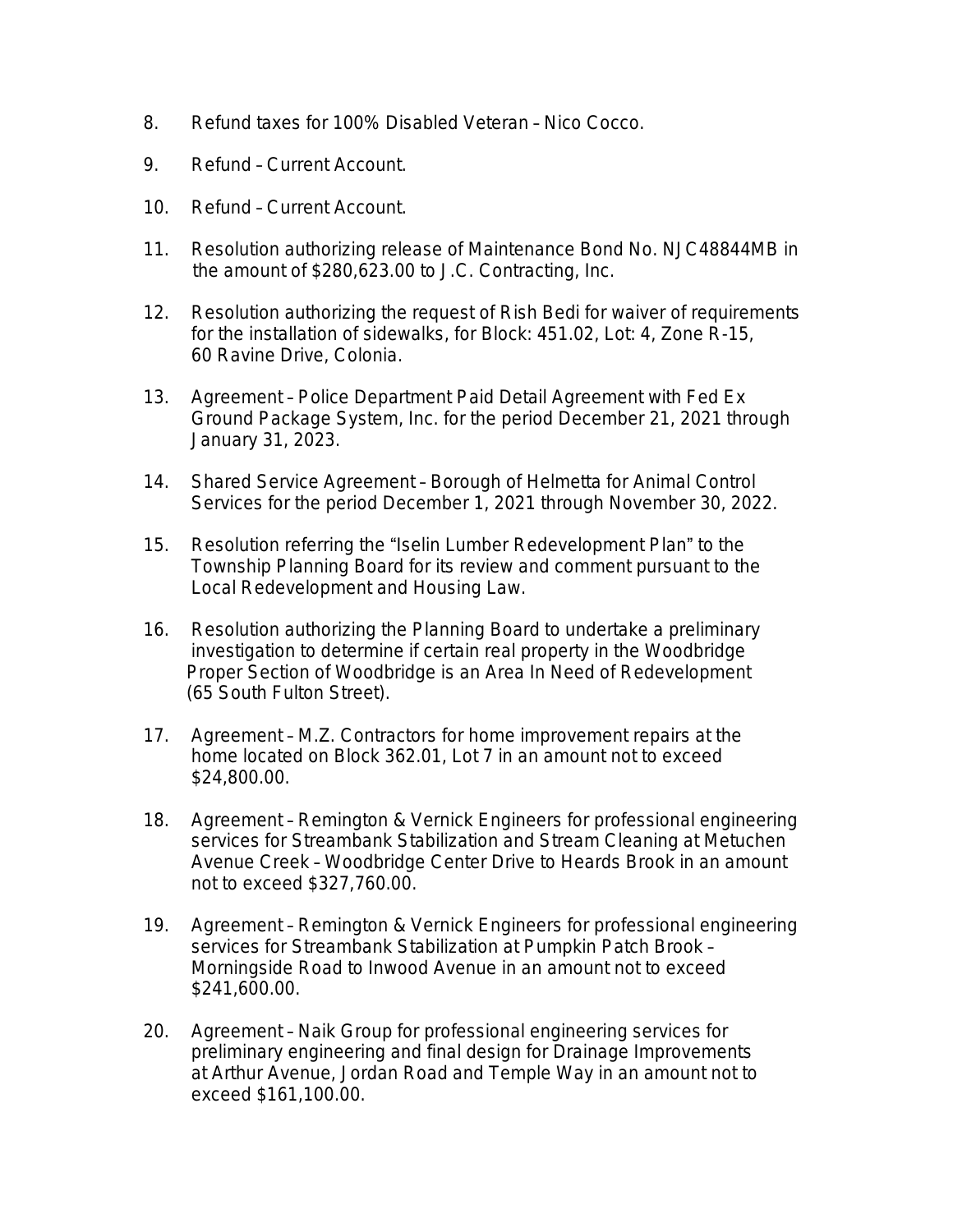8. Refund taxes for 100% Disabled Veteran – Nico Cocco.

9. Refund – Current Account.

10. Refund – Current Account.

11. Resolution authorizing release of Maintenance Bond No. NJC48844MB in the amount of $280,623.00 to J.C. Contracting, Inc.

12. Resolution authorizing the request of Rish Bedi for waiver of requirements for the installation of sidewalks, for Block: 451.02, Lot: 4, Zone R-15, 60 Ravine Drive, Colonia.

13. Agreement – Police Department Paid Detail Agreement with Fed Ex Ground Package System, Inc. for the period December 21, 2021 through January 31, 2023.

14. Shared Service Agreement – Borough of Helmetta for Animal Control Services for the period December 1, 2021 through November 30, 2022.

15. Resolution referring the "Iselin Lumber Redevelopment Plan" to the Township Planning Board for its review and comment pursuant to the Local Redevelopment and Housing Law.

16. Resolution authorizing the Planning Board to undertake a preliminary investigation to determine if certain real property in the Woodbridge Proper Section of Woodbridge is an Area In Need of Redevelopment (65 South Fulton Street).

17. Agreement – M.Z. Contractors for home improvement repairs at the home located on Block 362.01, Lot 7 in an amount not to exceed $24,800.00.

18. Agreement – Remington & Vernick Engineers for professional engineering services for Streambank Stabilization and Stream Cleaning at Metuchen Avenue Creek – Woodbridge Center Drive to Heards Brook in an amount not to exceed $327,760.00.

19. Agreement – Remington & Vernick Engineers for professional engineering services for Streambank Stabilization at Pumpkin Patch Brook – Morningside Road to Inwood Avenue in an amount not to exceed $241,600.00.

20. Agreement – Naik Group for professional engineering services for preliminary engineering and final design for Drainage Improvements at Arthur Avenue, Jordan Road and Temple Way in an amount not to exceed $161,100.00.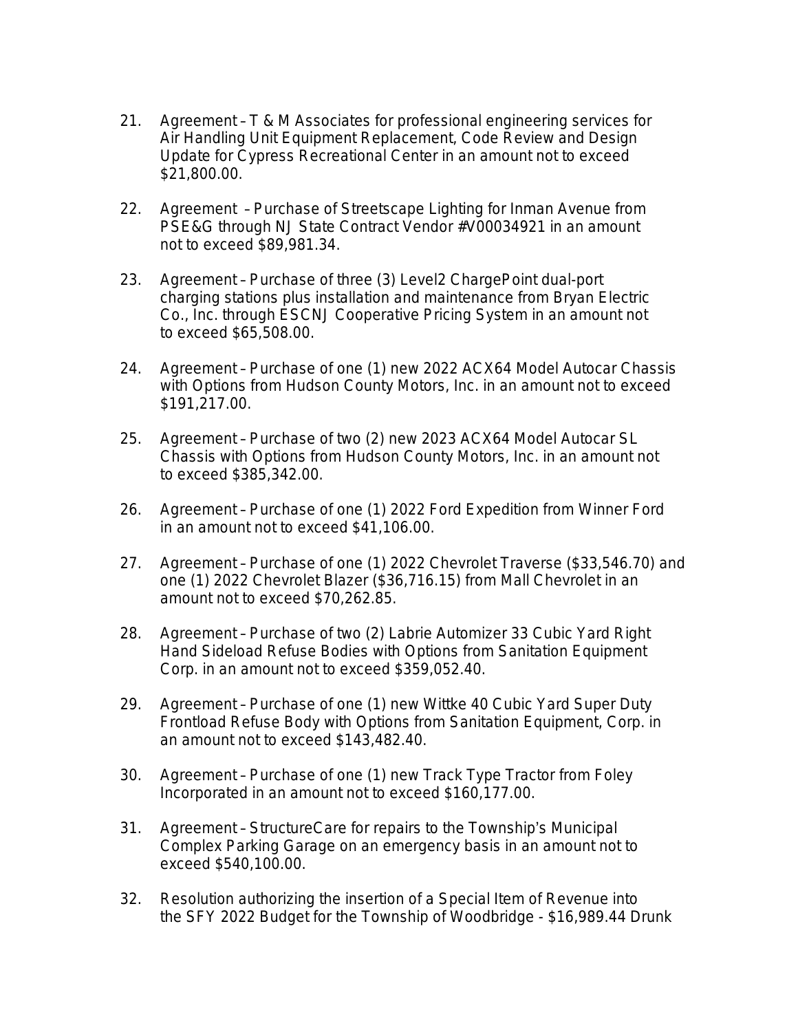21. Agreement – T & M Associates for professional engineering services for Air Handling Unit Equipment Replacement, Code Review and Design Update for Cypress Recreational Center in an amount not to exceed $21,800.00.

22. Agreement – Purchase of Streetscape Lighting for Inman Avenue from PSE&G through NJ State Contract Vendor #V00034921 in an amount not to exceed $89,981.34.

23. Agreement – Purchase of three (3) Level2 ChargePoint dual-port charging stations plus installation and maintenance from Bryan Electric Co., Inc. through ESCNJ Cooperative Pricing System in an amount not to exceed $65,508.00.

24. Agreement – Purchase of one (1) new 2022 ACX64 Model Autocar Chassis with Options from Hudson County Motors, Inc. in an amount not to exceed $191,217.00.

25. Agreement – Purchase of two (2) new 2023 ACX64 Model Autocar SL Chassis with Options from Hudson County Motors, Inc. in an amount not to exceed $385,342.00.

26. Agreement – Purchase of one (1) 2022 Ford Expedition from Winner Ford in an amount not to exceed $41,106.00.

27. Agreement – Purchase of one (1) 2022 Chevrolet Traverse ($33,546.70) and one (1) 2022 Chevrolet Blazer ($36,716.15) from Mall Chevrolet in an amount not to exceed $70,262.85.

28. Agreement – Purchase of two (2) Labrie Automizer 33 Cubic Yard Right Hand Sideload Refuse Bodies with Options from Sanitation Equipment Corp. in an amount not to exceed $359,052.40.

29. Agreement – Purchase of one (1) new Wittke 40 Cubic Yard Super Duty Frontload Refuse Body with Options from Sanitation Equipment, Corp. in an amount not to exceed $143,482.40.

30. Agreement – Purchase of one (1) new Track Type Tractor from Foley Incorporated in an amount not to exceed $160,177.00.

31. Agreement – StructureCare for repairs to the Township's Municipal Complex Parking Garage on an emergency basis in an amount not to exceed $540,100.00.

32. Resolution authorizing the insertion of a Special Item of Revenue into the SFY 2022 Budget for the Township of Woodbridge - $16,989.44 Drunk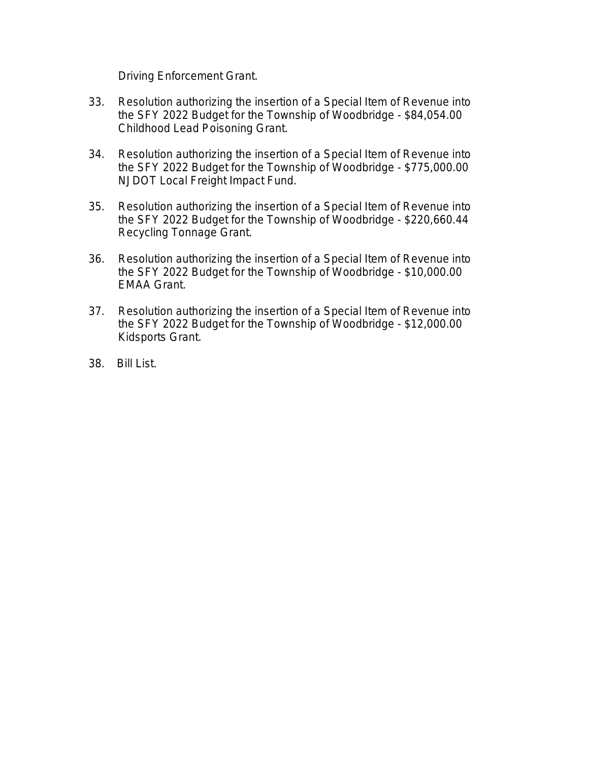Driving Enforcement Grant.

33. Resolution authorizing the insertion of a Special Item of Revenue into the SFY 2022 Budget for the Township of Woodbridge - $84,054.00 Childhood Lead Poisoning Grant.

34. Resolution authorizing the insertion of a Special Item of Revenue into the SFY 2022 Budget for the Township of Woodbridge - $775,000.00 NJDOT Local Freight Impact Fund.

35. Resolution authorizing the insertion of a Special Item of Revenue into the SFY 2022 Budget for the Township of Woodbridge - $220,660.44 Recycling Tonnage Grant.

36. Resolution authorizing the insertion of a Special Item of Revenue into the SFY 2022 Budget for the Township of Woodbridge - $10,000.00 EMAA Grant.

37. Resolution authorizing the insertion of a Special Item of Revenue into the SFY 2022 Budget for the Township of Woodbridge - $12,000.00 Kidsports Grant.

38. Bill List.